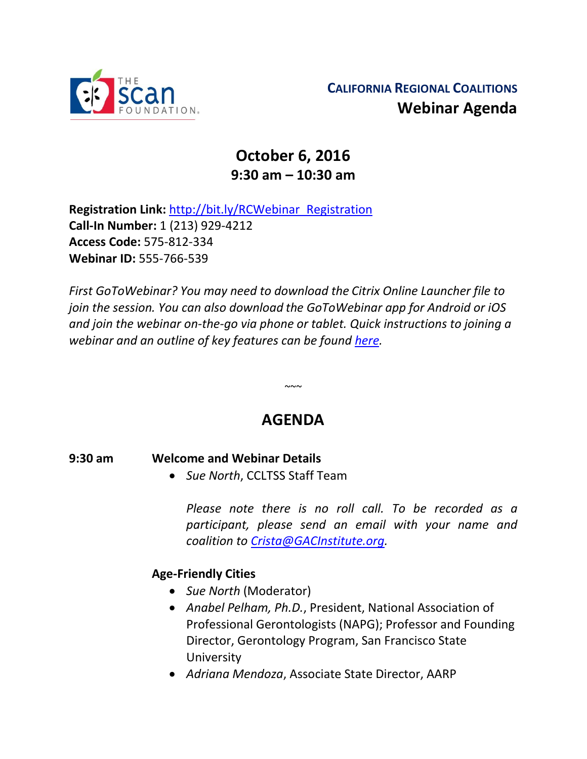THE scan FOUNDATION.

**CALIFORNIA REGIONAL COALITIONS**

# Webinar Agenda

## October 6, 2016
### 9:30 am – 10:30 am

**Registration Link:** http://bit.ly/RCWebinar_Registration
**Call-In Number:** 1 (213) 929-4212
**Access Code:** 575-812-334
**Webinar ID:** 555-766-539

*First GoToWebinar? You may need to download the Citrix Online Launcher file to join the session. You can also download the GoToWebinar app for Android or iOS and join the webinar on-the-go via phone or tablet. Quick instructions to joining a webinar and an outline of key features can be found here.*

~~~

## AGENDA

**9:30 am** **Welcome and Webinar Details**

- *Sue North*, CCLTSS Staff Team

*Please note there is no roll call. To be recorded as a participant, please send an email with your name and coalition to Crista@GACInstitute.org.*

**Age-Friendly Cities**

- *Sue North* (Moderator)
- *Anabel Pelham, Ph.D.*, President, National Association of Professional Gerontologists (NAPG); Professor and Founding Director, Gerontology Program, San Francisco State University
- *Adriana Mendoza*, Associate State Director, AARP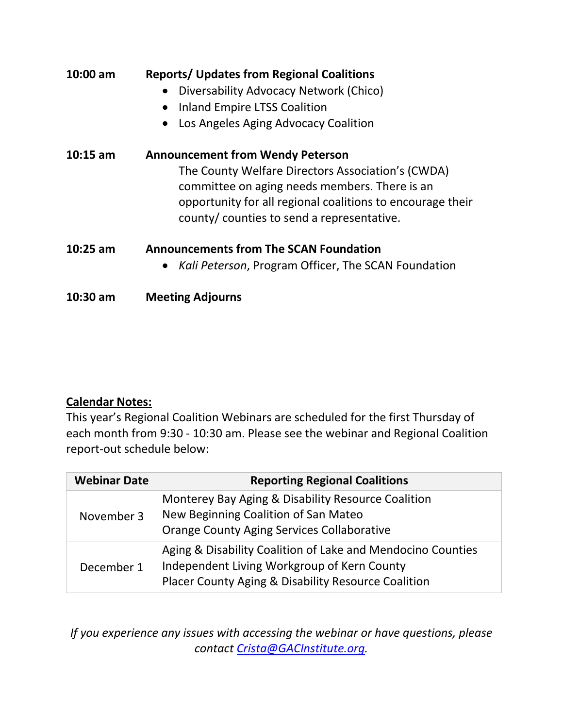**10:00 am** **Reports/ Updates from Regional Coalitions**

- Diversability Advocacy Network (Chico)
- Inland Empire LTSS Coalition
- Los Angeles Aging Advocacy Coalition

**10:15 am** **Announcement from Wendy Peterson**

The County Welfare Directors Association's (CWDA) committee on aging needs members. There is an opportunity for all regional coalitions to encourage their county/ counties to send a representative.

**10:25 am** **Announcements from The SCAN Foundation**

- *Kali Peterson*, Program Officer, The SCAN Foundation

**10:30 am** **Meeting Adjourns**

**Calendar Notes:**

This year's Regional Coalition Webinars are scheduled for the first Thursday of each month from 9:30 - 10:30 am. Please see the webinar and Regional Coalition report-out schedule below:

| Webinar Date | Reporting Regional Coalitions |
| --- | --- |
| November 3 | Monterey Bay Aging & Disability Resource Coalition<br>New Beginning Coalition of San Mateo<br>Orange County Aging Services Collaborative |
| December 1 | Aging & Disability Coalition of Lake and Mendocino Counties<br>Independent Living Workgroup of Kern County<br>Placer County Aging & Disability Resource Coalition |

*If you experience any issues with accessing the webinar or have questions, please contact [Crista@GACInstitute.org](mailto:Crista@GACInstitute.org).*